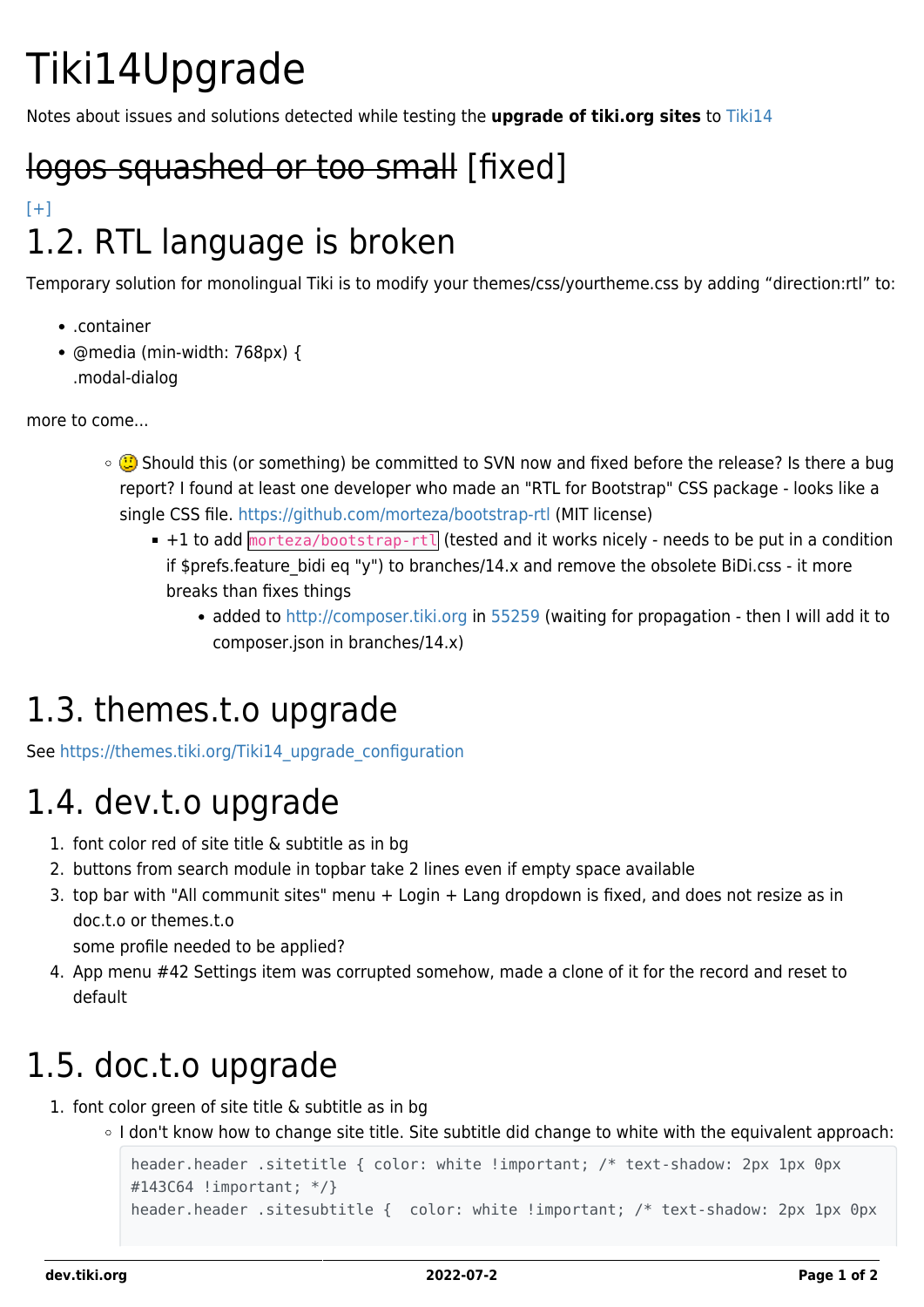# Tiki14Upgrade

Notes about issues and solutions detected while testing the **upgrade of tiki.org sites** to Tiki14

## ~~logos squashed or too small~~ [fixed]

[+]

## 1.2. RTL language is broken

Temporary solution for monolingual Tiki is to modify your themes/css/yourtheme.css by adding “direction:rtl” to:

- .container
- @media (min-width: 768px) {
  .modal-dialog

more to come...

  - 🤔 Should this (or something) be committed to SVN now and fixed before the release? Is there a bug report? I found at least one developer who made an "RTL for Bootstrap" CSS package - looks like a single CSS file. https://github.com/morteza/bootstrap-rtl (MIT license)
    - +1 to add `morteza/bootstrap-rtl` (tested and it works nicely - needs to be put in a condition if $prefs.feature_bidi eq "y") to branches/14.x and remove the obsolete BiDi.css - it more breaks than fixes things
      - added to http://composer.tiki.org in 55259 (waiting for propagation - then I will add it to composer.json in branches/14.x)

## 1.3. themes.t.o upgrade

See https://themes.tiki.org/Tiki14_upgrade_configuration

## 1.4. dev.t.o upgrade

1. font color red of site title & subtitle as in bg
2. buttons from search module in topbar take 2 lines even if empty space available
3. top bar with "All communit sites" menu + Login + Lang dropdown is fixed, and does not resize as in doc.t.o or themes.t.o
   some profile needed to be applied?
4. App menu #42 Settings item was corrupted somehow, made a clone of it for the record and reset to default

## 1.5. doc.t.o upgrade

1. font color green of site title & subtitle as in bg
   - I don't know how to change site title. Site subtitle did change to white with the equivalent approach:

```
header.header .sitetitle { color: white !important; /* text-shadow: 2px 1px 0px
#143C64 !important; */}
header.header .sitesubtitle {  color: white !important; /* text-shadow: 2px 1px 0px
```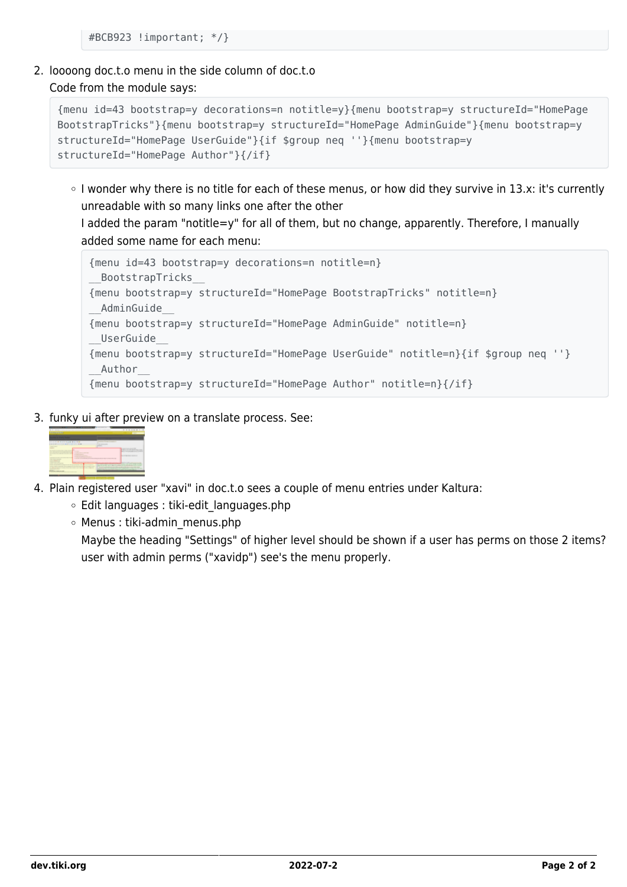```
#BCB923 !important; */}
```

2. loooong doc.t.o menu in the side column of doc.t.o
   Code from the module says:

   ```
   {menu id=43 bootstrap=y decorations=n notitle=y}{menu bootstrap=y structureId="HomePage BootstrapTricks"}{menu bootstrap=y structureId="HomePage AdminGuide"}{menu bootstrap=y structureId="HomePage UserGuide"}{if $group neq ''}{menu bootstrap=y structureId="HomePage Author"}{/if}
   ```

   - I wonder why there is no title for each of these menus, or how did they survive in 13.x: it's currently unreadable with so many links one after the other
     I added the param "notitle=y" for all of them, but no change, apparently. Therefore, I manually added some name for each menu:

     ```
     {menu id=43 bootstrap=y decorations=n notitle=n}
     __BootstrapTricks__
     {menu bootstrap=y structureId="HomePage BootstrapTricks" notitle=n}
     __AdminGuide__
     {menu bootstrap=y structureId="HomePage AdminGuide" notitle=n}
     __UserGuide__
     {menu bootstrap=y structureId="HomePage UserGuide" notitle=n}{if $group neq ''}
     __Author__
     {menu bootstrap=y structureId="HomePage Author" notitle=n}{/if}
     ```

3. funky ui after preview on a translate process. See:

4. Plain registered user "xavi" in doc.t.o sees a couple of menu entries under Kaltura:
   - Edit languages : tiki-edit_languages.php
   - Menus : tiki-admin_menus.php
     Maybe the heading "Settings" of higher level should be shown if a user has perms on those 2 items? user with admin perms ("xavidp") see's the menu properly.